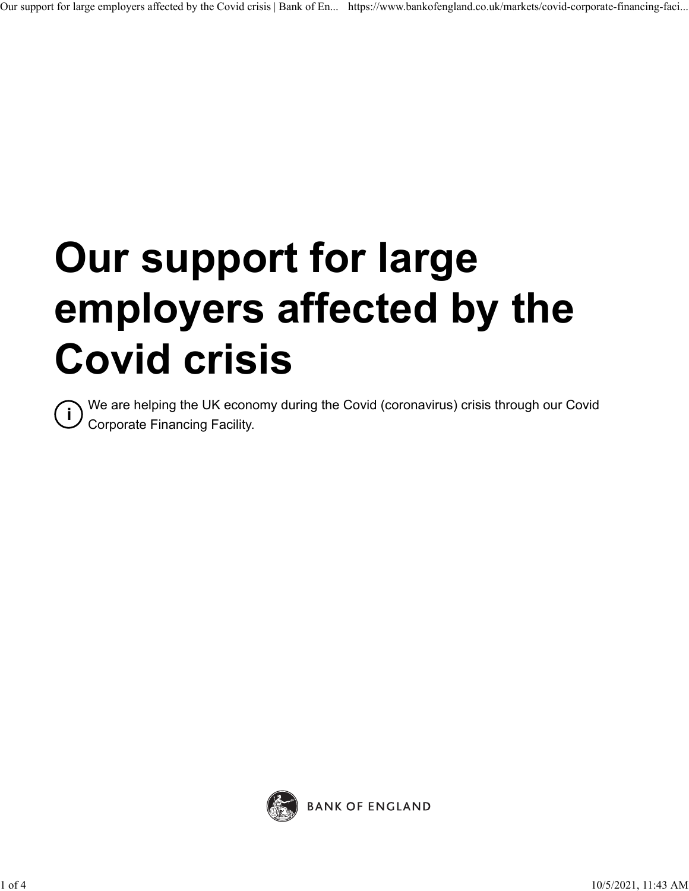# Our support for large employers affected by the Covid crisis

We are helping the UK economy during the Covid (coronavirus) crisis through our Covid Corporate Financing Facility.

BANK OF ENGLAND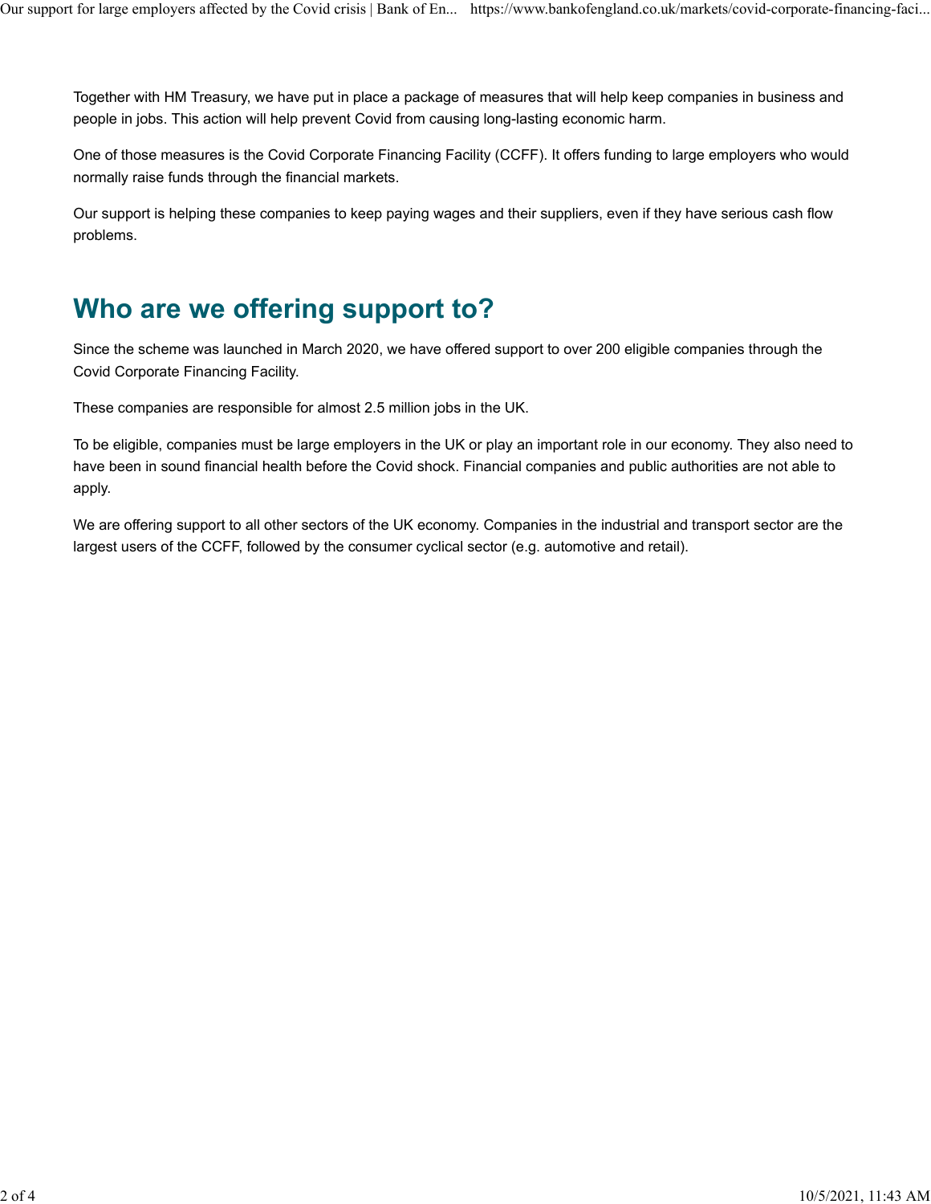Together with HM Treasury, we have put in place a package of measures that will help keep companies in business and people in jobs. This action will help prevent Covid from causing long-lasting economic harm.

One of those measures is the Covid Corporate Financing Facility (CCFF). It offers funding to large employers who would normally raise funds through the financial markets.

Our support is helping these companies to keep paying wages and their suppliers, even if they have serious cash flow problems.

## Who are we offering support to?

Since the scheme was launched in March 2020, we have offered support to over 200 eligible companies through the Covid Corporate Financing Facility.

These companies are responsible for almost 2.5 million jobs in the UK.

To be eligible, companies must be large employers in the UK or play an important role in our economy. They also need to have been in sound financial health before the Covid shock. Financial companies and public authorities are not able to apply.

We are offering support to all other sectors of the UK economy. Companies in the industrial and transport sector are the largest users of the CCFF, followed by the consumer cyclical sector (e.g. automotive and retail).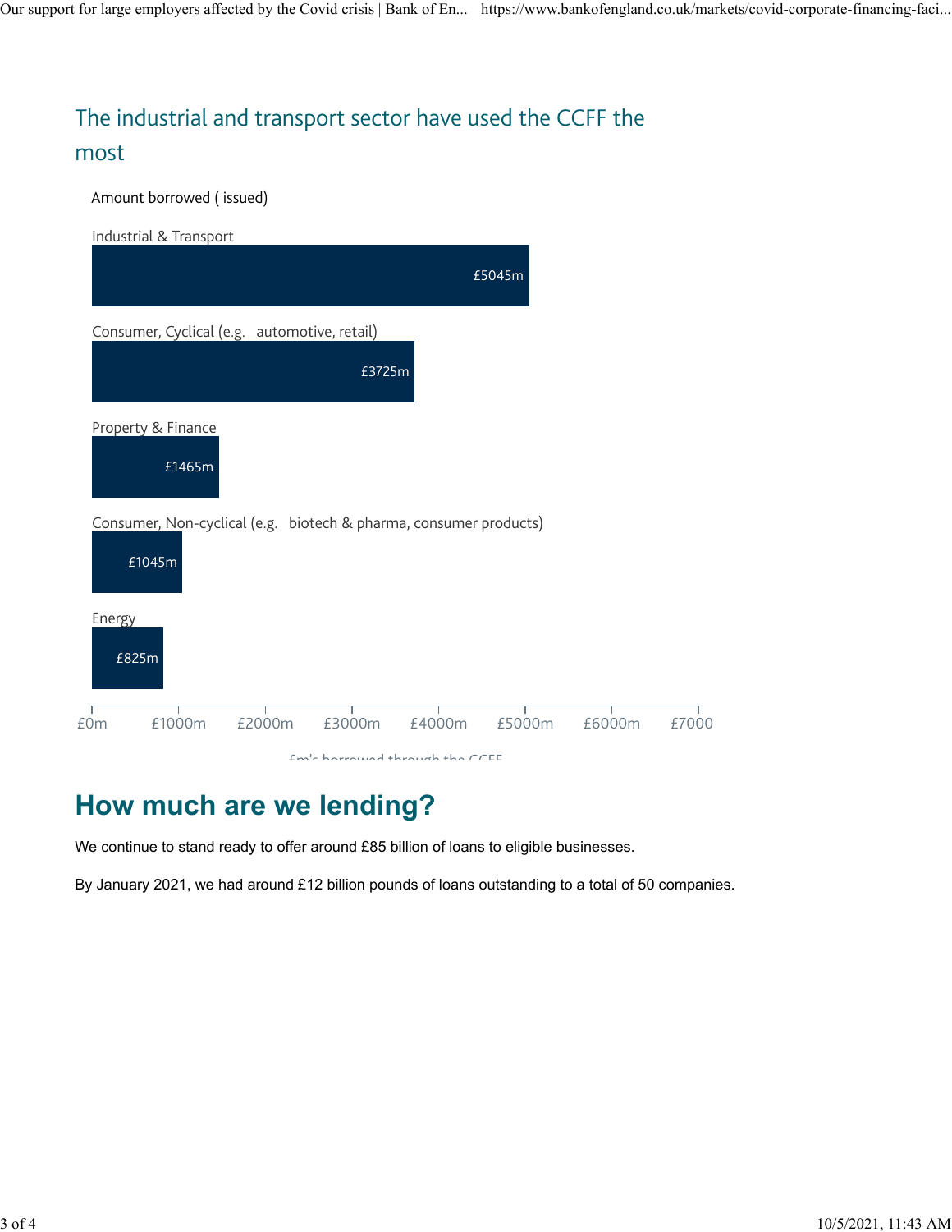### The industrial and transport sector have used the CCFF the most

Amount borrowed ( issued)

| Sector | £m's borrowed through the CCFF |
|---|---|
| Industrial & Transport | £5045m |
| Consumer, Cyclical (e.g. automotive, retail) | £3725m |
| Property & Finance | £1465m |
| Consumer, Non-cyclical (e.g. biotech & pharma, consumer products) | £1045m |
| Energy | £825m |

## How much are we lending?

We continue to stand ready to offer around £85 billion of loans to eligible businesses.

By January 2021, we had around £12 billion pounds of loans outstanding to a total of 50 companies.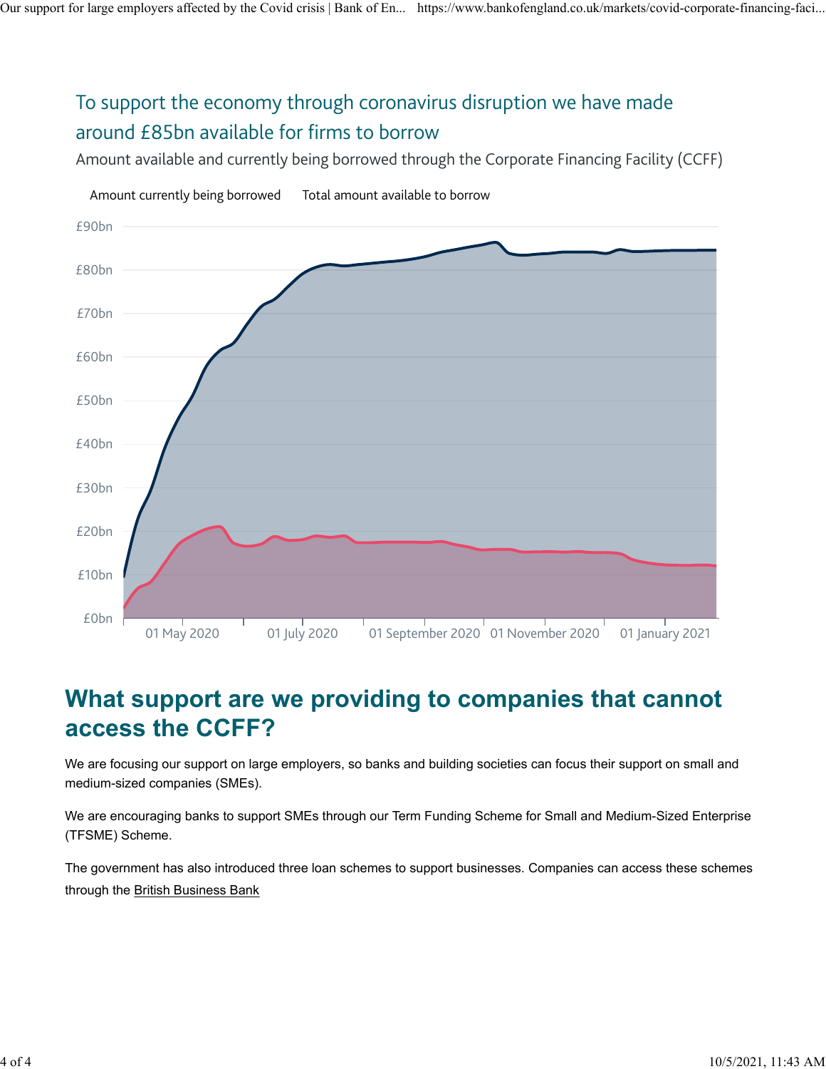To support the economy through coronavirus disruption we have made around £85bn available for firms to borrow

Amount available and currently being borrowed through the Corporate Financing Facility (CCFF)

Amount currently being borrowed

Total amount available to borrow

£90bn
£80bn
£70bn
£60bn
£50bn
£40bn
£30bn
£20bn
£10bn
£0bn

01 May 2020
01 July 2020
01 September 2020
01 November 2020
01 January 2021

## What support are we providing to companies that cannot access the CCFF?

We are focusing our support on large employers, so banks and building societies can focus their support on small and medium-sized companies (SMEs).

We are encouraging banks to support SMEs through our Term Funding Scheme for Small and Medium-Sized Enterprise (TFSME) Scheme.

The government has also introduced three loan schemes to support businesses. Companies can access these schemes through the British Business Bank